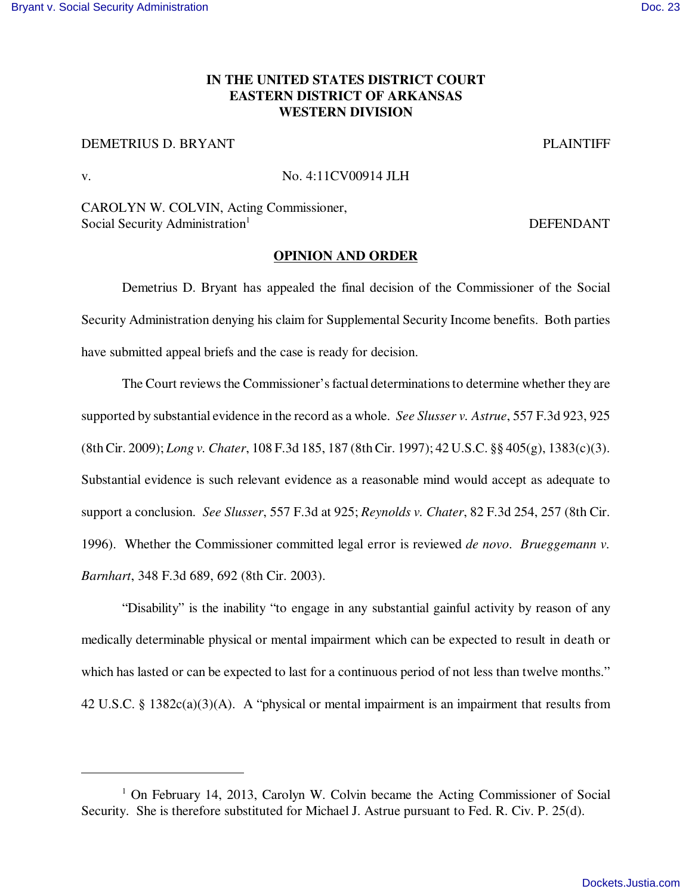**IN THE UNITED STATES DISTRICT COURT**
**EASTERN DISTRICT OF ARKANSAS**
**WESTERN DIVISION**

DEMETRIUS D. BRYANT — PLAINTIFF

v. — No. 4:11CV00914 JLH

CAROLYN W. COLVIN, Acting Commissioner, Social Security Administration[1] — DEFENDANT

**OPINION AND ORDER**

Demetrius D. Bryant has appealed the final decision of the Commissioner of the Social Security Administration denying his claim for Supplemental Security Income benefits. Both parties have submitted appeal briefs and the case is ready for decision.

The Court reviews the Commissioner's factual determinations to determine whether they are supported by substantial evidence in the record as a whole. *See Slusser v. Astrue*, 557 F.3d 923, 925 (8th Cir. 2009); *Long v. Chater*, 108 F.3d 185, 187 (8th Cir. 1997); 42 U.S.C. §§ 405(g), 1383(c)(3). Substantial evidence is such relevant evidence as a reasonable mind would accept as adequate to support a conclusion. *See Slusser*, 557 F.3d at 925; *Reynolds v. Chater*, 82 F.3d 254, 257 (8th Cir. 1996). Whether the Commissioner committed legal error is reviewed *de novo*. *Brueggemann v. Barnhart*, 348 F.3d 689, 692 (8th Cir. 2003).

"Disability" is the inability "to engage in any substantial gainful activity by reason of any medically determinable physical or mental impairment which can be expected to result in death or which has lasted or can be expected to last for a continuous period of not less than twelve months." 42 U.S.C. § 1382c(a)(3)(A). A "physical or mental impairment is an impairment that results from

---

[1] On February 14, 2013, Carolyn W. Colvin became the Acting Commissioner of Social Security. She is therefore substituted for Michael J. Astrue pursuant to Fed. R. Civ. P. 25(d).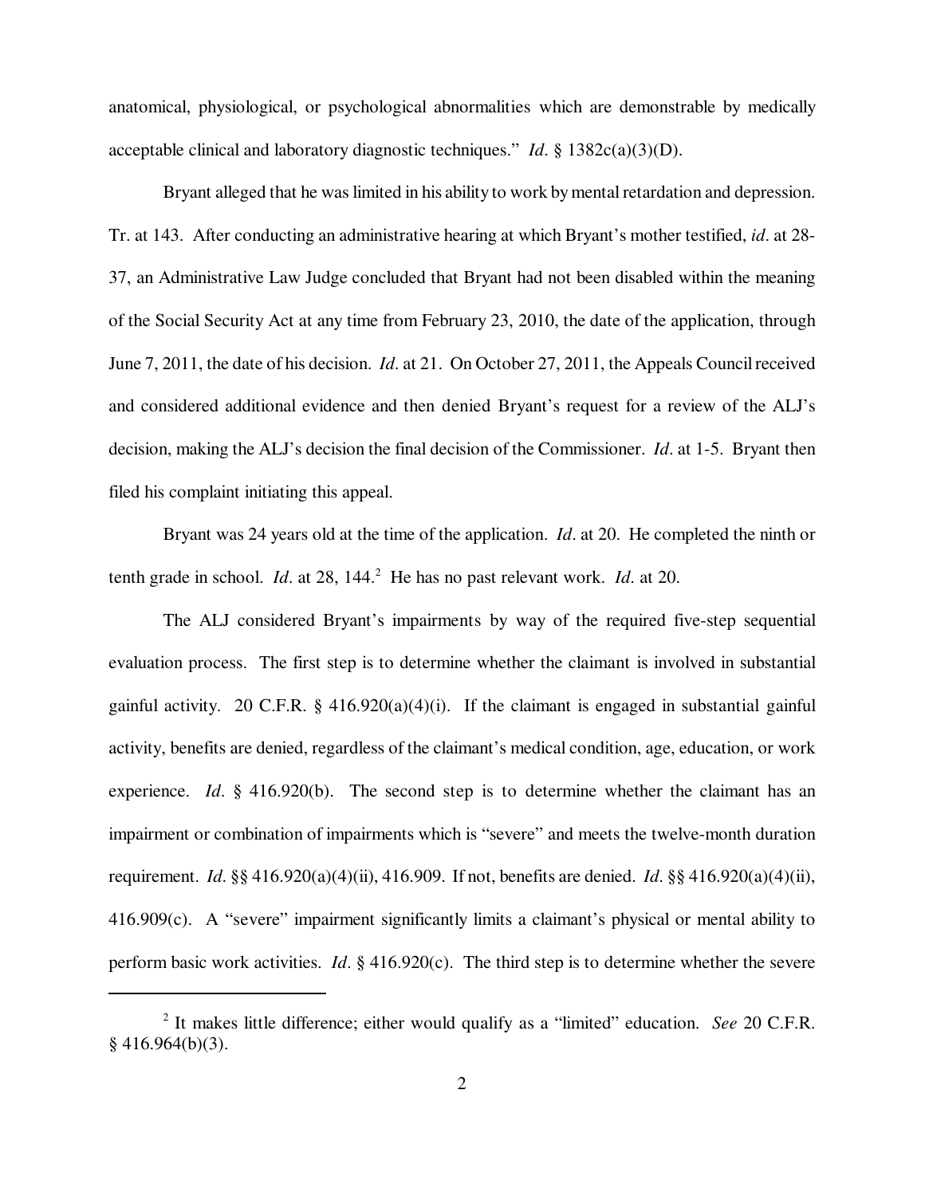anatomical, physiological, or psychological abnormalities which are demonstrable by medically acceptable clinical and laboratory diagnostic techniques." *Id*. § 1382c(a)(3)(D).

Bryant alleged that he was limited in his ability to work by mental retardation and depression. Tr. at 143. After conducting an administrative hearing at which Bryant's mother testified, *id*. at 28-37, an Administrative Law Judge concluded that Bryant had not been disabled within the meaning of the Social Security Act at any time from February 23, 2010, the date of the application, through June 7, 2011, the date of his decision. *Id*. at 21. On October 27, 2011, the Appeals Council received and considered additional evidence and then denied Bryant's request for a review of the ALJ's decision, making the ALJ's decision the final decision of the Commissioner. *Id*. at 1-5. Bryant then filed his complaint initiating this appeal.

Bryant was 24 years old at the time of the application. *Id*. at 20. He completed the ninth or tenth grade in school. *Id*. at 28, 144.[2] He has no past relevant work. *Id*. at 20.

The ALJ considered Bryant's impairments by way of the required five-step sequential evaluation process. The first step is to determine whether the claimant is involved in substantial gainful activity. 20 C.F.R. § 416.920(a)(4)(i). If the claimant is engaged in substantial gainful activity, benefits are denied, regardless of the claimant's medical condition, age, education, or work experience. *Id*. § 416.920(b). The second step is to determine whether the claimant has an impairment or combination of impairments which is "severe" and meets the twelve-month duration requirement. *Id*. §§ 416.920(a)(4)(ii), 416.909. If not, benefits are denied. *Id*. §§ 416.920(a)(4)(ii), 416.909(c). A "severe" impairment significantly limits a claimant's physical or mental ability to perform basic work activities. *Id*. § 416.920(c). The third step is to determine whether the severe

[2] It makes little difference; either would qualify as a "limited" education. *See* 20 C.F.R. § 416.964(b)(3).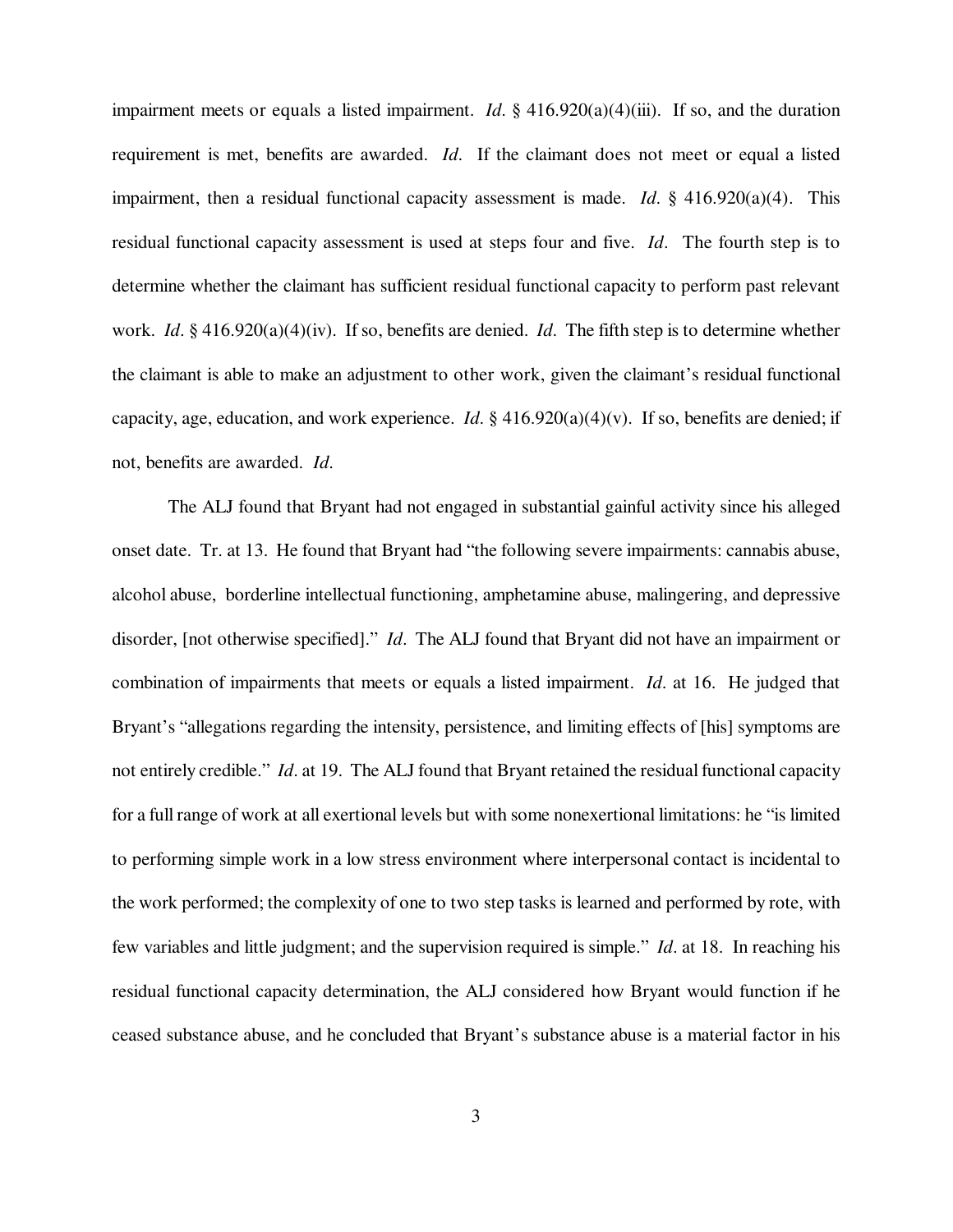impairment meets or equals a listed impairment. *Id*. § 416.920(a)(4)(iii). If so, and the duration requirement is met, benefits are awarded. *Id*. If the claimant does not meet or equal a listed impairment, then a residual functional capacity assessment is made. *Id*. § 416.920(a)(4). This residual functional capacity assessment is used at steps four and five. *Id*. The fourth step is to determine whether the claimant has sufficient residual functional capacity to perform past relevant work. *Id*. § 416.920(a)(4)(iv). If so, benefits are denied. *Id*. The fifth step is to determine whether the claimant is able to make an adjustment to other work, given the claimant's residual functional capacity, age, education, and work experience. *Id*. § 416.920(a)(4)(v). If so, benefits are denied; if not, benefits are awarded. *Id*.

The ALJ found that Bryant had not engaged in substantial gainful activity since his alleged onset date. Tr. at 13. He found that Bryant had "the following severe impairments: cannabis abuse, alcohol abuse, borderline intellectual functioning, amphetamine abuse, malingering, and depressive disorder, [not otherwise specified]." *Id*. The ALJ found that Bryant did not have an impairment or combination of impairments that meets or equals a listed impairment. *Id*. at 16. He judged that Bryant's "allegations regarding the intensity, persistence, and limiting effects of [his] symptoms are not entirely credible." *Id*. at 19. The ALJ found that Bryant retained the residual functional capacity for a full range of work at all exertional levels but with some nonexertional limitations: he "is limited to performing simple work in a low stress environment where interpersonal contact is incidental to the work performed; the complexity of one to two step tasks is learned and performed by rote, with few variables and little judgment; and the supervision required is simple." *Id*. at 18. In reaching his residual functional capacity determination, the ALJ considered how Bryant would function if he ceased substance abuse, and he concluded that Bryant's substance abuse is a material factor in his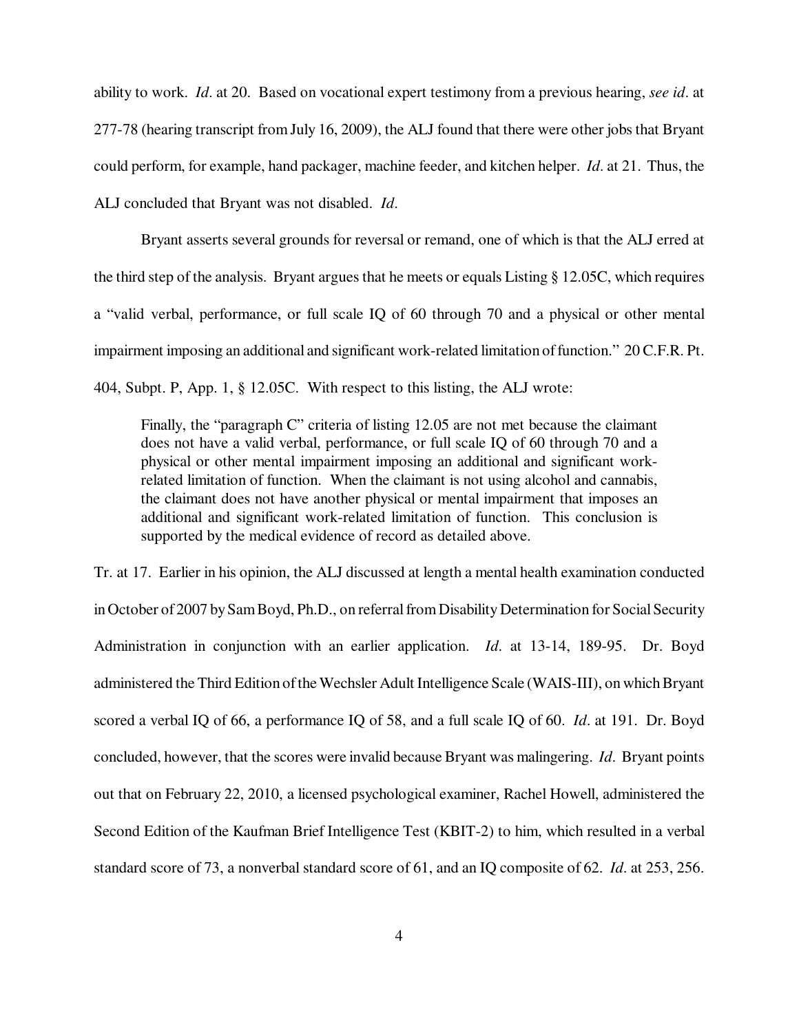ability to work. *Id*. at 20. Based on vocational expert testimony from a previous hearing, *see id*. at 277-78 (hearing transcript from July 16, 2009), the ALJ found that there were other jobs that Bryant could perform, for example, hand packager, machine feeder, and kitchen helper. *Id*. at 21. Thus, the ALJ concluded that Bryant was not disabled. *Id*.

Bryant asserts several grounds for reversal or remand, one of which is that the ALJ erred at the third step of the analysis. Bryant argues that he meets or equals Listing § 12.05C, which requires a "valid verbal, performance, or full scale IQ of 60 through 70 and a physical or other mental impairment imposing an additional and significant work-related limitation of function." 20 C.F.R. Pt. 404, Subpt. P, App. 1, § 12.05C. With respect to this listing, the ALJ wrote:

> Finally, the "paragraph C" criteria of listing 12.05 are not met because the claimant does not have a valid verbal, performance, or full scale IQ of 60 through 70 and a physical or other mental impairment imposing an additional and significant work-related limitation of function. When the claimant is not using alcohol and cannabis, the claimant does not have another physical or mental impairment that imposes an additional and significant work-related limitation of function. This conclusion is supported by the medical evidence of record as detailed above.

Tr. at 17. Earlier in his opinion, the ALJ discussed at length a mental health examination conducted in October of 2007 by Sam Boyd, Ph.D., on referral from Disability Determination for Social Security Administration in conjunction with an earlier application. *Id*. at 13-14, 189-95. Dr. Boyd administered the Third Edition of the Wechsler Adult Intelligence Scale (WAIS-III), on which Bryant scored a verbal IQ of 66, a performance IQ of 58, and a full scale IQ of 60. *Id*. at 191. Dr. Boyd concluded, however, that the scores were invalid because Bryant was malingering. *Id*. Bryant points out that on February 22, 2010, a licensed psychological examiner, Rachel Howell, administered the Second Edition of the Kaufman Brief Intelligence Test (KBIT-2) to him, which resulted in a verbal standard score of 73, a nonverbal standard score of 61, and an IQ composite of 62. *Id*. at 253, 256.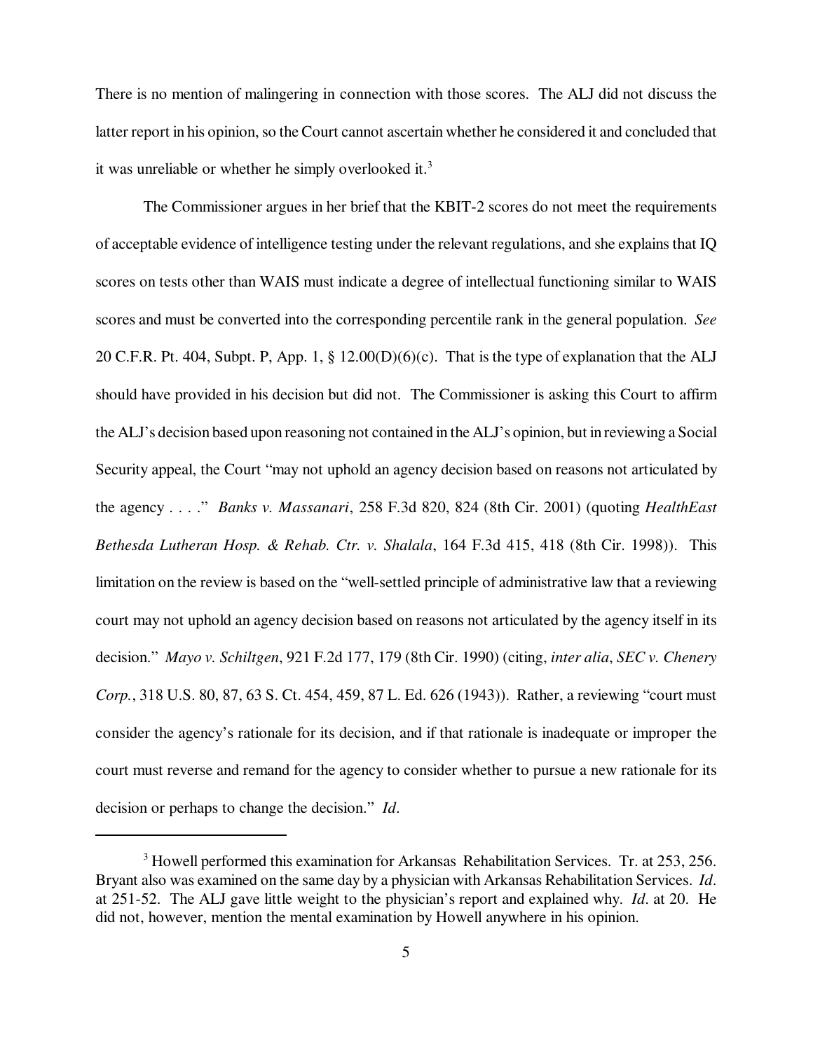There is no mention of malingering in connection with those scores. The ALJ did not discuss the latter report in his opinion, so the Court cannot ascertain whether he considered it and concluded that it was unreliable or whether he simply overlooked it.[3]

The Commissioner argues in her brief that the KBIT-2 scores do not meet the requirements of acceptable evidence of intelligence testing under the relevant regulations, and she explains that IQ scores on tests other than WAIS must indicate a degree of intellectual functioning similar to WAIS scores and must be converted into the corresponding percentile rank in the general population. *See* 20 C.F.R. Pt. 404, Subpt. P, App. 1, § 12.00(D)(6)(c). That is the type of explanation that the ALJ should have provided in his decision but did not. The Commissioner is asking this Court to affirm the ALJ's decision based upon reasoning not contained in the ALJ's opinion, but in reviewing a Social Security appeal, the Court "may not uphold an agency decision based on reasons not articulated by the agency . . . ." *Banks v. Massanari*, 258 F.3d 820, 824 (8th Cir. 2001) (quoting *HealthEast Bethesda Lutheran Hosp. & Rehab. Ctr. v. Shalala*, 164 F.3d 415, 418 (8th Cir. 1998)). This limitation on the review is based on the "well-settled principle of administrative law that a reviewing court may not uphold an agency decision based on reasons not articulated by the agency itself in its decision." *Mayo v. Schiltgen*, 921 F.2d 177, 179 (8th Cir. 1990) (citing, *inter alia*, *SEC v. Chenery Corp.*, 318 U.S. 80, 87, 63 S. Ct. 454, 459, 87 L. Ed. 626 (1943)). Rather, a reviewing "court must consider the agency's rationale for its decision, and if that rationale is inadequate or improper the court must reverse and remand for the agency to consider whether to pursue a new rationale for its decision or perhaps to change the decision." *Id*.

---

[3] Howell performed this examination for Arkansas Rehabilitation Services. Tr. at 253, 256. Bryant also was examined on the same day by a physician with Arkansas Rehabilitation Services. *Id*. at 251-52. The ALJ gave little weight to the physician's report and explained why. *Id*. at 20. He did not, however, mention the mental examination by Howell anywhere in his opinion.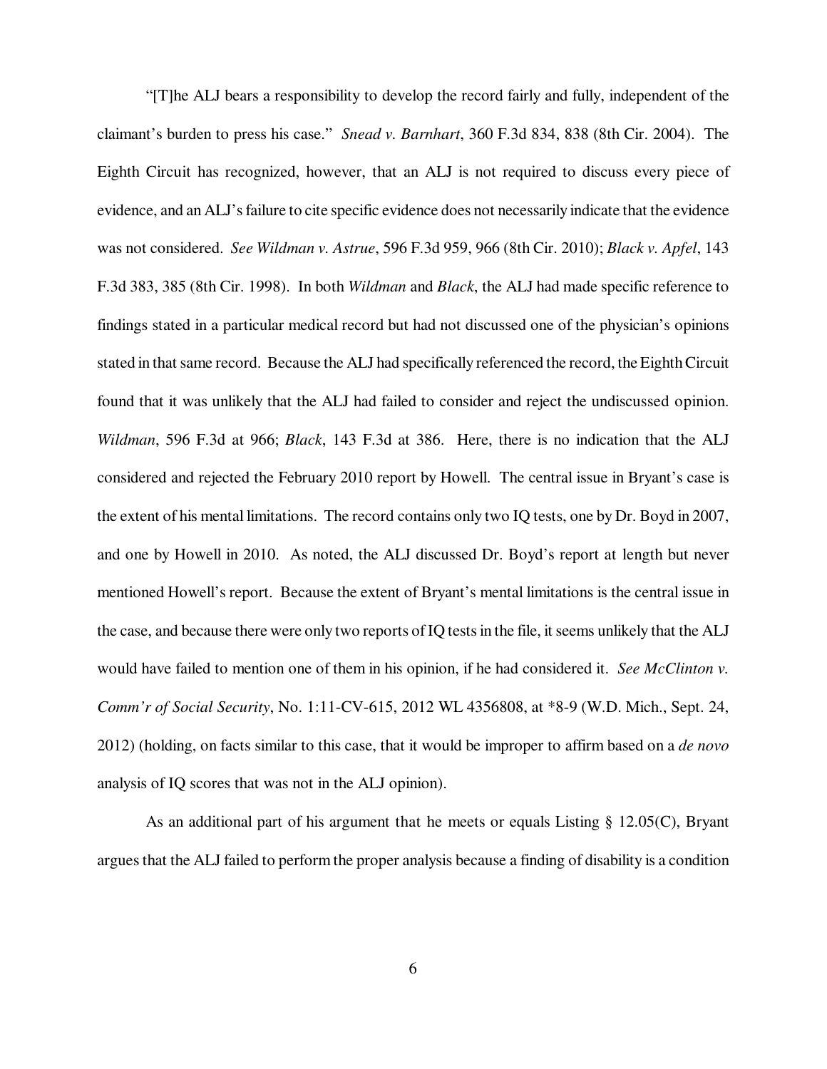"[T]he ALJ bears a responsibility to develop the record fairly and fully, independent of the claimant's burden to press his case." *Snead v. Barnhart*, 360 F.3d 834, 838 (8th Cir. 2004). The Eighth Circuit has recognized, however, that an ALJ is not required to discuss every piece of evidence, and an ALJ's failure to cite specific evidence does not necessarily indicate that the evidence was not considered. *See Wildman v. Astrue*, 596 F.3d 959, 966 (8th Cir. 2010); *Black v. Apfel*, 143 F.3d 383, 385 (8th Cir. 1998). In both *Wildman* and *Black*, the ALJ had made specific reference to findings stated in a particular medical record but had not discussed one of the physician's opinions stated in that same record. Because the ALJ had specifically referenced the record, the Eighth Circuit found that it was unlikely that the ALJ had failed to consider and reject the undiscussed opinion. *Wildman*, 596 F.3d at 966; *Black*, 143 F.3d at 386. Here, there is no indication that the ALJ considered and rejected the February 2010 report by Howell. The central issue in Bryant's case is the extent of his mental limitations. The record contains only two IQ tests, one by Dr. Boyd in 2007, and one by Howell in 2010. As noted, the ALJ discussed Dr. Boyd's report at length but never mentioned Howell's report. Because the extent of Bryant's mental limitations is the central issue in the case, and because there were only two reports of IQ tests in the file, it seems unlikely that the ALJ would have failed to mention one of them in his opinion, if he had considered it. *See McClinton v. Comm'r of Social Security*, No. 1:11-CV-615, 2012 WL 4356808, at *8-9 (W.D. Mich., Sept. 24, 2012) (holding, on facts similar to this case, that it would be improper to affirm based on a *de novo* analysis of IQ scores that was not in the ALJ opinion).

As an additional part of his argument that he meets or equals Listing § 12.05(C), Bryant argues that the ALJ failed to perform the proper analysis because a finding of disability is a condition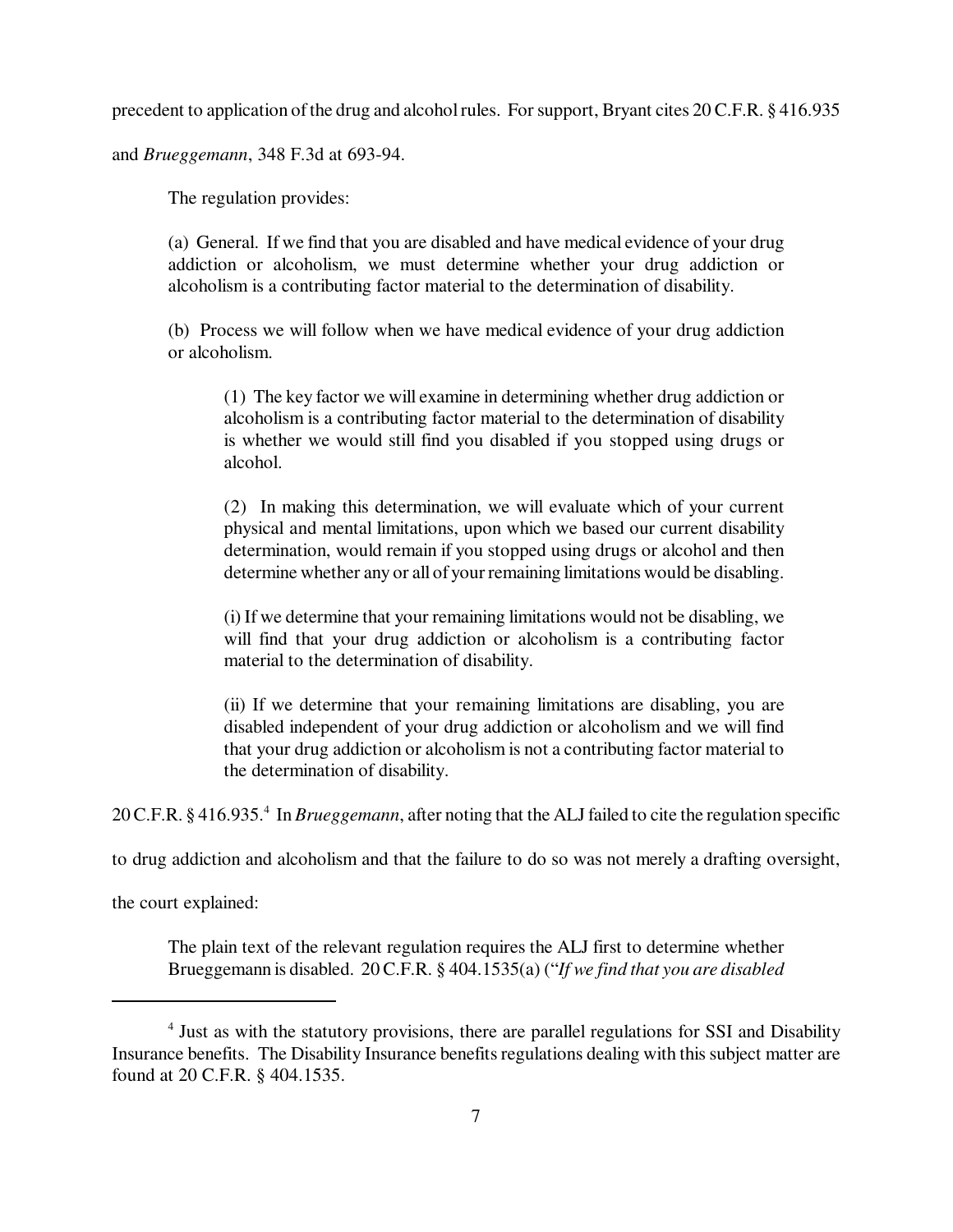precedent to application of the drug and alcohol rules. For support, Bryant cites 20 C.F.R. § 416.935 and *Brueggemann*, 348 F.3d at 693-94.

The regulation provides:

> (a) General. If we find that you are disabled and have medical evidence of your drug addiction or alcoholism, we must determine whether your drug addiction or alcoholism is a contributing factor material to the determination of disability.
>
> (b) Process we will follow when we have medical evidence of your drug addiction or alcoholism.
>
>> (1) The key factor we will examine in determining whether drug addiction or alcoholism is a contributing factor material to the determination of disability is whether we would still find you disabled if you stopped using drugs or alcohol.
>>
>> (2) In making this determination, we will evaluate which of your current physical and mental limitations, upon which we based our current disability determination, would remain if you stopped using drugs or alcohol and then determine whether any or all of your remaining limitations would be disabling.
>>
>> (i) If we determine that your remaining limitations would not be disabling, we will find that your drug addiction or alcoholism is a contributing factor material to the determination of disability.
>>
>> (ii) If we determine that your remaining limitations are disabling, you are disabled independent of your drug addiction or alcoholism and we will find that your drug addiction or alcoholism is not a contributing factor material to the determination of disability.

20 C.F.R. § 416.935.[4] In *Brueggemann*, after noting that the ALJ failed to cite the regulation specific to drug addiction and alcoholism and that the failure to do so was not merely a drafting oversight, the court explained:

> The plain text of the relevant regulation requires the ALJ first to determine whether Brueggemann is disabled. 20 C.F.R. § 404.1535(a) ("*If we find that you are disabled*

---

[4] Just as with the statutory provisions, there are parallel regulations for SSI and Disability Insurance benefits. The Disability Insurance benefits regulations dealing with this subject matter are found at 20 C.F.R. § 404.1535.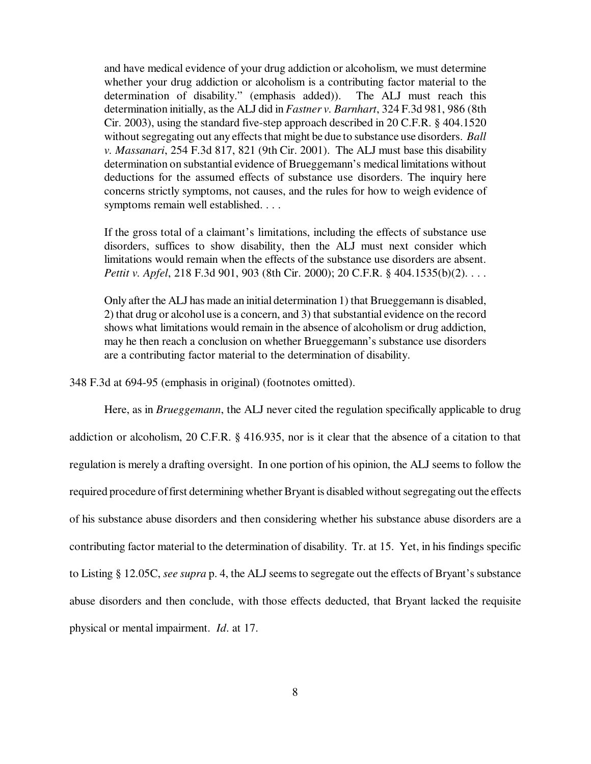> and have medical evidence of your drug addiction or alcoholism, we must determine whether your drug addiction or alcoholism is a contributing factor material to the determination of disability." (emphasis added)). The ALJ must reach this determination initially, as the ALJ did in *Fastner v. Barnhart*, 324 F.3d 981, 986 (8th Cir. 2003), using the standard five-step approach described in 20 C.F.R. § 404.1520 without segregating out any effects that might be due to substance use disorders. *Ball v. Massanari*, 254 F.3d 817, 821 (9th Cir. 2001). The ALJ must base this disability determination on substantial evidence of Brueggemann's medical limitations without deductions for the assumed effects of substance use disorders. The inquiry here concerns strictly symptoms, not causes, and the rules for how to weigh evidence of symptoms remain well established. . . .
>
> If the gross total of a claimant's limitations, including the effects of substance use disorders, suffices to show disability, then the ALJ must next consider which limitations would remain when the effects of the substance use disorders are absent. *Pettit v. Apfel*, 218 F.3d 901, 903 (8th Cir. 2000); 20 C.F.R. § 404.1535(b)(2). . . .
>
> Only after the ALJ has made an initial determination 1) that Brueggemann is disabled, 2) that drug or alcohol use is a concern, and 3) that substantial evidence on the record shows what limitations would remain in the absence of alcoholism or drug addiction, may he then reach a conclusion on whether Brueggemann's substance use disorders are a contributing factor material to the determination of disability.

348 F.3d at 694-95 (emphasis in original) (footnotes omitted).

Here, as in *Brueggemann*, the ALJ never cited the regulation specifically applicable to drug addiction or alcoholism, 20 C.F.R. § 416.935, nor is it clear that the absence of a citation to that regulation is merely a drafting oversight. In one portion of his opinion, the ALJ seems to follow the required procedure of first determining whether Bryant is disabled without segregating out the effects of his substance abuse disorders and then considering whether his substance abuse disorders are a contributing factor material to the determination of disability. Tr. at 15. Yet, in his findings specific to Listing § 12.05C, *see supra* p. 4, the ALJ seems to segregate out the effects of Bryant's substance abuse disorders and then conclude, with those effects deducted, that Bryant lacked the requisite physical or mental impairment. *Id*. at 17.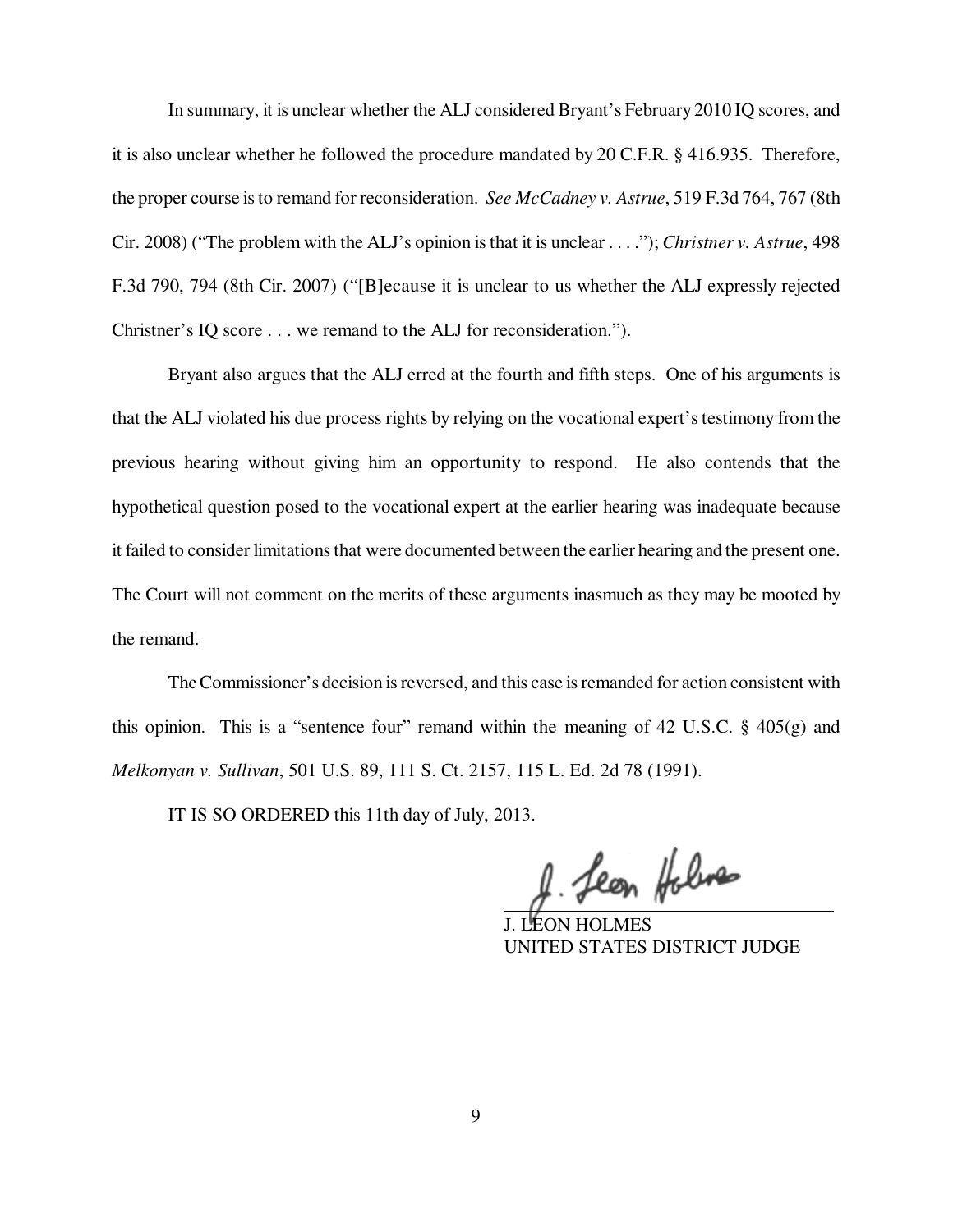In summary, it is unclear whether the ALJ considered Bryant's February 2010 IQ scores, and it is also unclear whether he followed the procedure mandated by 20 C.F.R. § 416.935. Therefore, the proper course is to remand for reconsideration. *See McCadney v. Astrue*, 519 F.3d 764, 767 (8th Cir. 2008) ("The problem with the ALJ's opinion is that it is unclear . . . ."); *Christner v. Astrue*, 498 F.3d 790, 794 (8th Cir. 2007) ("[B]ecause it is unclear to us whether the ALJ expressly rejected Christner's IQ score . . . we remand to the ALJ for reconsideration.").

Bryant also argues that the ALJ erred at the fourth and fifth steps. One of his arguments is that the ALJ violated his due process rights by relying on the vocational expert's testimony from the previous hearing without giving him an opportunity to respond. He also contends that the hypothetical question posed to the vocational expert at the earlier hearing was inadequate because it failed to consider limitations that were documented between the earlier hearing and the present one. The Court will not comment on the merits of these arguments inasmuch as they may be mooted by the remand.

The Commissioner's decision is reversed, and this case is remanded for action consistent with this opinion. This is a "sentence four" remand within the meaning of 42 U.S.C. § 405(g) and *Melkonyan v. Sullivan*, 501 U.S. 89, 111 S. Ct. 2157, 115 L. Ed. 2d 78 (1991).

IT IS SO ORDERED this 11th day of July, 2013.

J. LEON HOLMES
UNITED STATES DISTRICT JUDGE